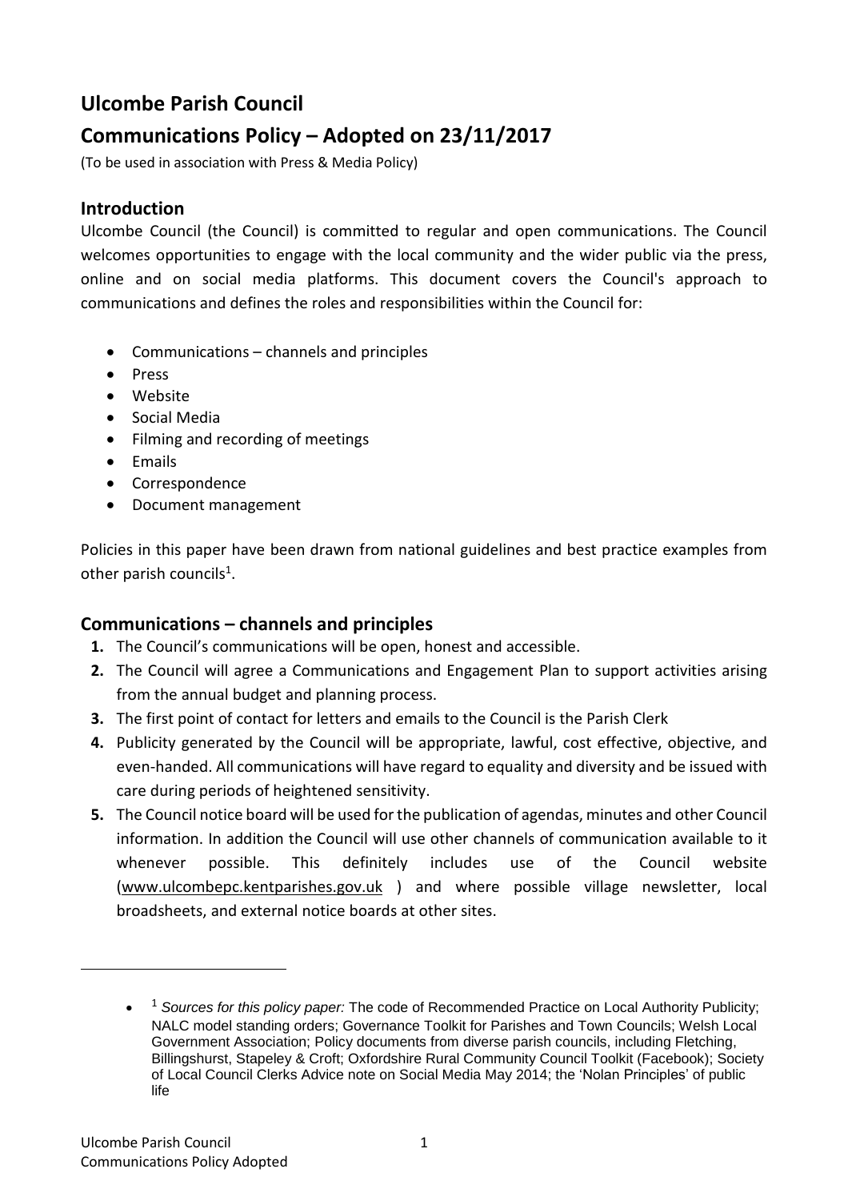# Ulcombe Parish Council

# Communications Policy – Adopted on 23/11/2017

(To be used in association with Press & Media Policy)

## Introduction

Ulcombe Council (the Council) is committed to regular and open communications. The Council welcomes opportunities to engage with the local community and the wider public via the press, online and on social media platforms. This document covers the Council's approach to communications and defines the roles and responsibilities within the Council for:

- Communications – channels and principles
- Press
- Website
- Social Media
- Filming and recording of meetings
- Emails
- Correspondence
- Document management

Policies in this paper have been drawn from national guidelines and best practice examples from other parish councils[1].

## Communications – channels and principles

1. The Council's communications will be open, honest and accessible.
2. The Council will agree a Communications and Engagement Plan to support activities arising from the annual budget and planning process.
3. The first point of contact for letters and emails to the Council is the Parish Clerk
4. Publicity generated by the Council will be appropriate, lawful, cost effective, objective, and even-handed. All communications will have regard to equality and diversity and be issued with care during periods of heightened sensitivity.
5. The Council notice board will be used for the publication of agendas, minutes and other Council information. In addition the Council will use other channels of communication available to it whenever possible. This definitely includes use of the Council website (www.ulcombepc.kentparishes.gov.uk ) and where possible village newsletter, local broadsheets, and external notice boards at other sites.

---

- [1] *Sources for this policy paper:* The code of Recommended Practice on Local Authority Publicity; NALC model standing orders; Governance Toolkit for Parishes and Town Councils; Welsh Local Government Association; Policy documents from diverse parish councils, including Fletching, Billingshurst, Stapeley & Croft; Oxfordshire Rural Community Council Toolkit (Facebook); Society of Local Council Clerks Advice note on Social Media May 2014; the 'Nolan Principles' of public life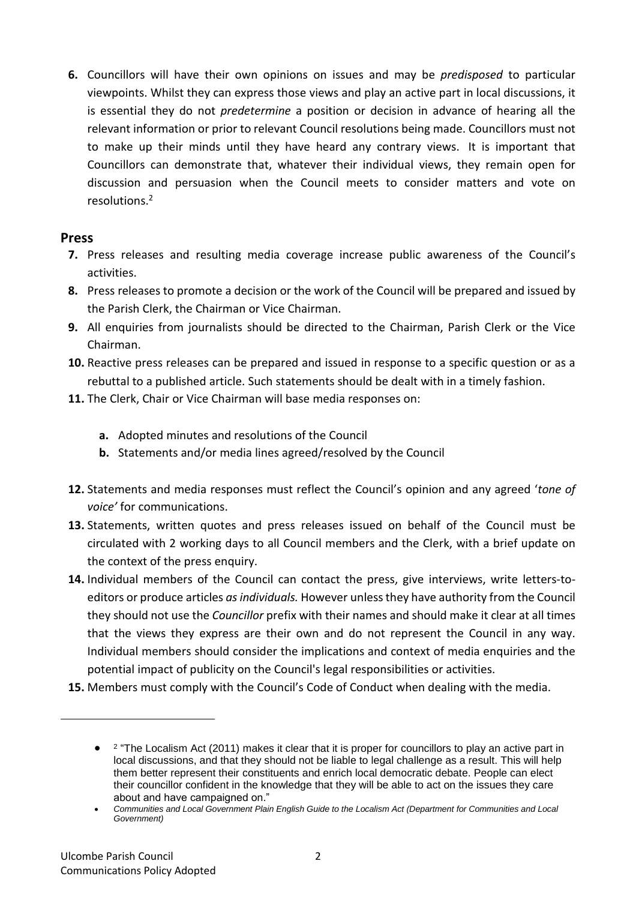**6.** Councillors will have their own opinions on issues and may be *predisposed* to particular viewpoints. Whilst they can express those views and play an active part in local discussions, it is essential they do not *predetermine* a position or decision in advance of hearing all the relevant information or prior to relevant Council resolutions being made. Councillors must not to make up their minds until they have heard any contrary views. It is important that Councillors can demonstrate that, whatever their individual views, they remain open for discussion and persuasion when the Council meets to consider matters and vote on resolutions.[2]

## Press

**7.** Press releases and resulting media coverage increase public awareness of the Council's activities.

**8.** Press releases to promote a decision or the work of the Council will be prepared and issued by the Parish Clerk, the Chairman or Vice Chairman.

**9.** All enquiries from journalists should be directed to the Chairman, Parish Clerk or the Vice Chairman.

**10.** Reactive press releases can be prepared and issued in response to a specific question or as a rebuttal to a published article. Such statements should be dealt with in a timely fashion.

**11.** The Clerk, Chair or Vice Chairman will base media responses on:

- **a.** Adopted minutes and resolutions of the Council
- **b.** Statements and/or media lines agreed/resolved by the Council

**12.** Statements and media responses must reflect the Council's opinion and any agreed '*tone of voice'* for communications.

**13.** Statements, written quotes and press releases issued on behalf of the Council must be circulated with 2 working days to all Council members and the Clerk, with a brief update on the context of the press enquiry.

**14.** Individual members of the Council can contact the press, give interviews, write letters-to-editors or produce articles *as individuals.* However unless they have authority from the Council they should not use the *Councillor* prefix with their names and should make it clear at all times that the views they express are their own and do not represent the Council in any way. Individual members should consider the implications and context of media enquiries and the potential impact of publicity on the Council's legal responsibilities or activities.

**15.** Members must comply with the Council's Code of Conduct when dealing with the media.

---

- [2] "The Localism Act (2011) makes it clear that it is proper for councillors to play an active part in local discussions, and that they should not be liable to legal challenge as a result. This will help them better represent their constituents and enrich local democratic debate. People can elect their councillor confident in the knowledge that they will be able to act on the issues they care about and have campaigned on."
- *Communities and Local Government Plain English Guide to the Localism Act (Department for Communities and Local Government)*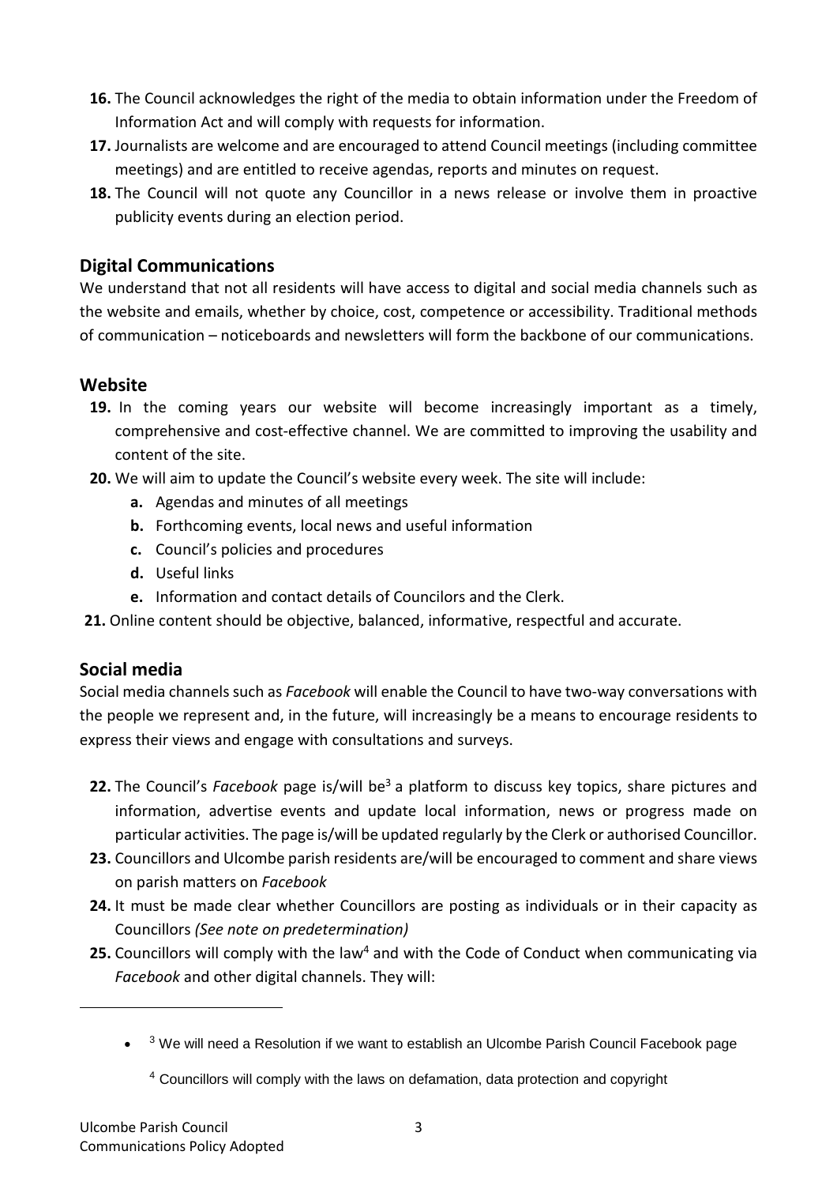16. The Council acknowledges the right of the media to obtain information under the Freedom of Information Act and will comply with requests for information.
17. Journalists are welcome and are encouraged to attend Council meetings (including committee meetings) and are entitled to receive agendas, reports and minutes on request.
18. The Council will not quote any Councillor in a news release or involve them in proactive publicity events during an election period.

## Digital Communications

We understand that not all residents will have access to digital and social media channels such as the website and emails, whether by choice, cost, competence or accessibility. Traditional methods of communication – noticeboards and newsletters will form the backbone of our communications.

## Website

19. In the coming years our website will become increasingly important as a timely, comprehensive and cost-effective channel. We are committed to improving the usability and content of the site.
20. We will aim to update the Council's website every week. The site will include:
    a. Agendas and minutes of all meetings
    b. Forthcoming events, local news and useful information
    c. Council's policies and procedures
    d. Useful links
    e. Information and contact details of Councilors and the Clerk.
21. Online content should be objective, balanced, informative, respectful and accurate.

## Social media

Social media channels such as *Facebook* will enable the Council to have two-way conversations with the people we represent and, in the future, will increasingly be a means to encourage residents to express their views and engage with consultations and surveys.

22. The Council's *Facebook* page is/will be[3] a platform to discuss key topics, share pictures and information, advertise events and update local information, news or progress made on particular activities. The page is/will be updated regularly by the Clerk or authorised Councillor.
23. Councillors and Ulcombe parish residents are/will be encouraged to comment and share views on parish matters on *Facebook*
24. It must be made clear whether Councillors are posting as individuals or in their capacity as Councillors *(See note on predetermination)*
25. Councillors will comply with the law[4] and with the Code of Conduct when communicating via *Facebook* and other digital channels. They will:

---

[3] We will need a Resolution if we want to establish an Ulcombe Parish Council Facebook page

[4] Councillors will comply with the laws on defamation, data protection and copyright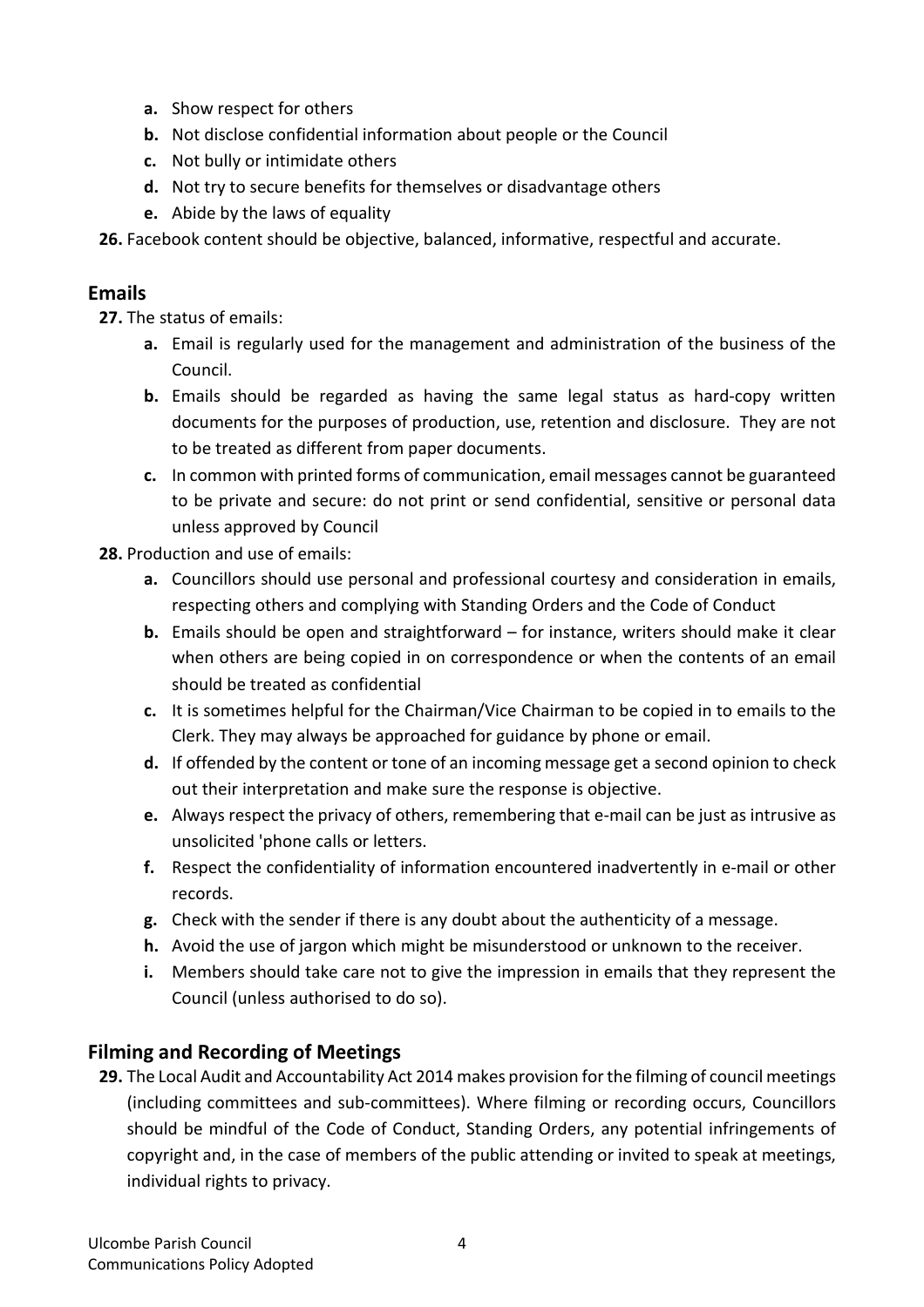- **a.** Show respect for others
   - **b.** Not disclose confidential information about people or the Council
   - **c.** Not bully or intimidate others
   - **d.** Not try to secure benefits for themselves or disadvantage others
   - **e.** Abide by the laws of equality

**26.** Facebook content should be objective, balanced, informative, respectful and accurate.

## Emails

**27.** The status of emails:

   - **a.** Email is regularly used for the management and administration of the business of the Council.
   - **b.** Emails should be regarded as having the same legal status as hard-copy written documents for the purposes of production, use, retention and disclosure. They are not to be treated as different from paper documents.
   - **c.** In common with printed forms of communication, email messages cannot be guaranteed to be private and secure: do not print or send confidential, sensitive or personal data unless approved by Council

**28.** Production and use of emails:

   - **a.** Councillors should use personal and professional courtesy and consideration in emails, respecting others and complying with Standing Orders and the Code of Conduct
   - **b.** Emails should be open and straightforward – for instance, writers should make it clear when others are being copied in on correspondence or when the contents of an email should be treated as confidential
   - **c.** It is sometimes helpful for the Chairman/Vice Chairman to be copied in to emails to the Clerk. They may always be approached for guidance by phone or email.
   - **d.** If offended by the content or tone of an incoming message get a second opinion to check out their interpretation and make sure the response is objective.
   - **e.** Always respect the privacy of others, remembering that e-mail can be just as intrusive as unsolicited 'phone calls or letters.
   - **f.** Respect the confidentiality of information encountered inadvertently in e-mail or other records.
   - **g.** Check with the sender if there is any doubt about the authenticity of a message.
   - **h.** Avoid the use of jargon which might be misunderstood or unknown to the receiver.
   - **i.** Members should take care not to give the impression in emails that they represent the Council (unless authorised to do so).

## Filming and Recording of Meetings

**29.** The Local Audit and Accountability Act 2014 makes provision for the filming of council meetings (including committees and sub-committees). Where filming or recording occurs, Councillors should be mindful of the Code of Conduct, Standing Orders, any potential infringements of copyright and, in the case of members of the public attending or invited to speak at meetings, individual rights to privacy.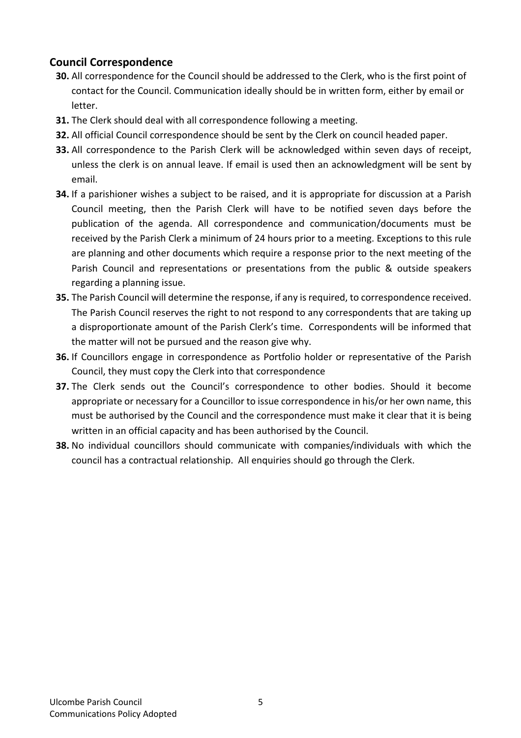## Council Correspondence

30. All correspondence for the Council should be addressed to the Clerk, who is the first point of contact for the Council. Communication ideally should be in written form, either by email or letter.
31. The Clerk should deal with all correspondence following a meeting.
32. All official Council correspondence should be sent by the Clerk on council headed paper.
33. All correspondence to the Parish Clerk will be acknowledged within seven days of receipt, unless the clerk is on annual leave. If email is used then an acknowledgment will be sent by email.
34. If a parishioner wishes a subject to be raised, and it is appropriate for discussion at a Parish Council meeting, then the Parish Clerk will have to be notified seven days before the publication of the agenda. All correspondence and communication/documents must be received by the Parish Clerk a minimum of 24 hours prior to a meeting. Exceptions to this rule are planning and other documents which require a response prior to the next meeting of the Parish Council and representations or presentations from the public & outside speakers regarding a planning issue.
35. The Parish Council will determine the response, if any is required, to correspondence received. The Parish Council reserves the right to not respond to any correspondents that are taking up a disproportionate amount of the Parish Clerk's time. Correspondents will be informed that the matter will not be pursued and the reason give why.
36. If Councillors engage in correspondence as Portfolio holder or representative of the Parish Council, they must copy the Clerk into that correspondence
37. The Clerk sends out the Council's correspondence to other bodies. Should it become appropriate or necessary for a Councillor to issue correspondence in his/or her own name, this must be authorised by the Council and the correspondence must make it clear that it is being written in an official capacity and has been authorised by the Council.
38. No individual councillors should communicate with companies/individuals with which the council has a contractual relationship. All enquiries should go through the Clerk.